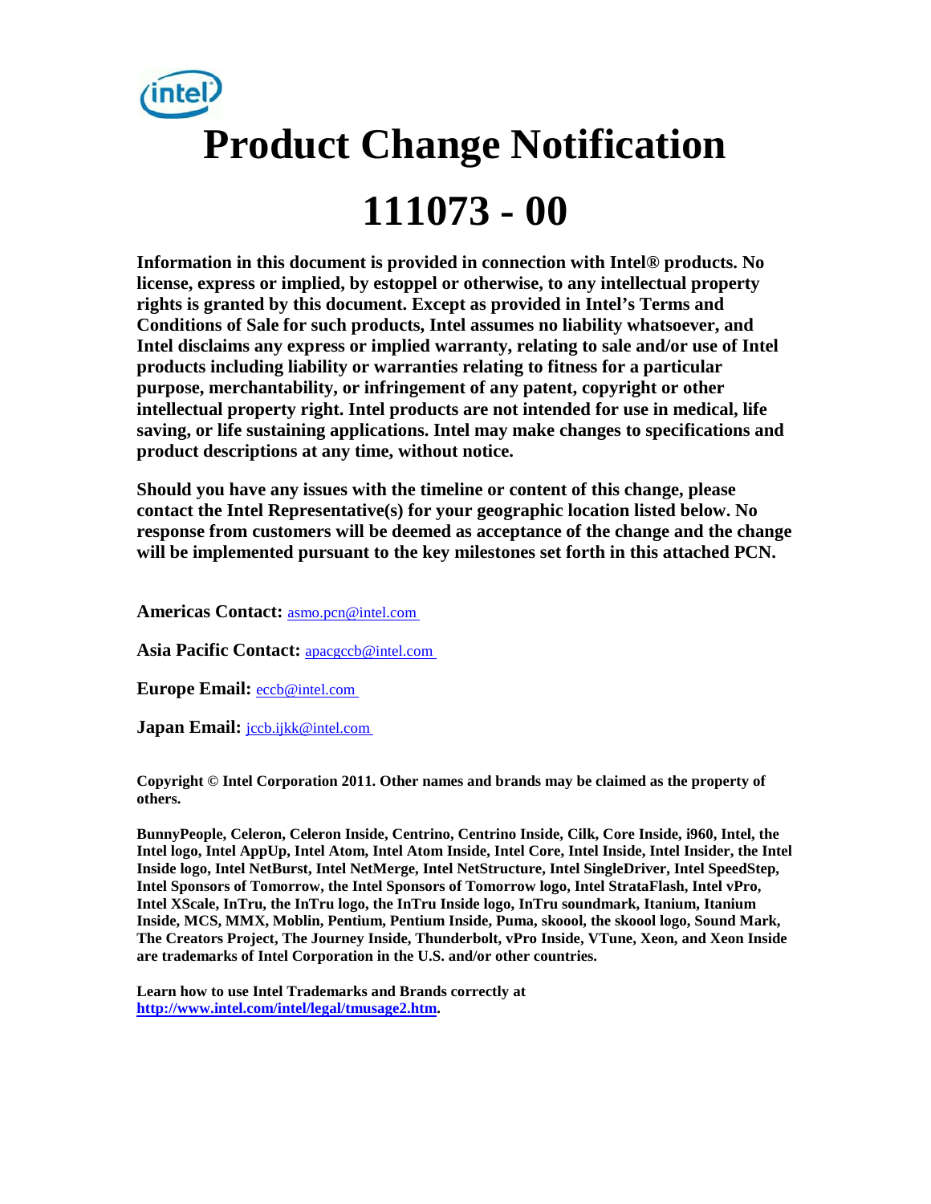# Product Change Notification

# 111073 - 00

**Information in this document is provided in connection with Intel® products. No license, express or implied, by estoppel or otherwise, to any intellectual property rights is granted by this document. Except as provided in Intel's Terms and Conditions of Sale for such products, Intel assumes no liability whatsoever, and Intel disclaims any express or implied warranty, relating to sale and/or use of Intel products including liability or warranties relating to fitness for a particular purpose, merchantability, or infringement of any patent, copyright or other intellectual property right. Intel products are not intended for use in medical, life saving, or life sustaining applications. Intel may make changes to specifications and product descriptions at any time, without notice.**

**Should you have any issues with the timeline or content of this change, please contact the Intel Representative(s) for your geographic location listed below. No response from customers will be deemed as acceptance of the change and the change will be implemented pursuant to the key milestones set forth in this attached PCN.**

**Americas Contact:** asmo.pcn@intel.com

**Asia Pacific Contact:** apacgccb@intel.com

**Europe Email:** eccb@intel.com

**Japan Email:** jccb.ijkk@intel.com

**Copyright © Intel Corporation 2011. Other names and brands may be claimed as the property of others.**

**BunnyPeople, Celeron, Celeron Inside, Centrino, Centrino Inside, Cilk, Core Inside, i960, Intel, the Intel logo, Intel AppUp, Intel Atom, Intel Atom Inside, Intel Core, Intel Inside, Intel Insider, the Intel Inside logo, Intel NetBurst, Intel NetMerge, Intel NetStructure, Intel SingleDriver, Intel SpeedStep, Intel Sponsors of Tomorrow, the Intel Sponsors of Tomorrow logo, Intel StrataFlash, Intel vPro, Intel XScale, InTru, the InTru logo, the InTru Inside logo, InTru soundmark, Itanium, Itanium Inside, MCS, MMX, Moblin, Pentium, Pentium Inside, Puma, skoool, the skoool logo, Sound Mark, The Creators Project, The Journey Inside, Thunderbolt, vPro Inside, VTune, Xeon, and Xeon Inside are trademarks of Intel Corporation in the U.S. and/or other countries.**

**Learn how to use Intel Trademarks and Brands correctly at http://www.intel.com/intel/legal/tmusage2.htm.**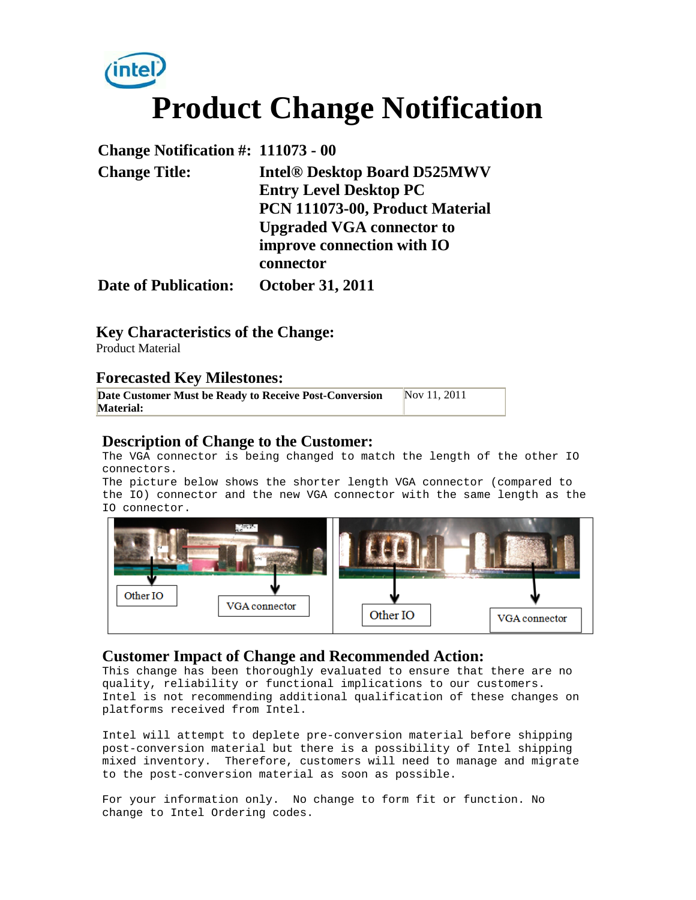# Product Change Notification

| | |
|---|---|
| **Change Notification #:** | **111073 - 00** |
| **Change Title:** | **Intel® Desktop Board D525MWV Entry Level Desktop PC PCN 111073-00, Product Material Upgraded VGA connector to improve connection with IO connector** |
| **Date of Publication:** | **October 31, 2011** |

## Key Characteristics of the Change:

Product Material

## Forecasted Key Milestones:

| | |
|---|---|
| **Date Customer Must be Ready to Receive Post-Conversion Material:** | Nov 11, 2011 |

## Description of Change to the Customer:

The VGA connector is being changed to match the length of the other IO connectors.

The picture below shows the shorter length VGA connector (compared to the IO) connector and the new VGA connector with the same length as the IO connector.

Other IO    VGA connector    Other IO    VGA connector

## Customer Impact of Change and Recommended Action:

This change has been thoroughly evaluated to ensure that there are no quality, reliability or functional implications to our customers. Intel is not recommending additional qualification of these changes on platforms received from Intel.

Intel will attempt to deplete pre-conversion material before shipping post-conversion material but there is a possibility of Intel shipping mixed inventory. Therefore, customers will need to manage and migrate to the post-conversion material as soon as possible.

For your information only. No change to form fit or function. No change to Intel Ordering codes.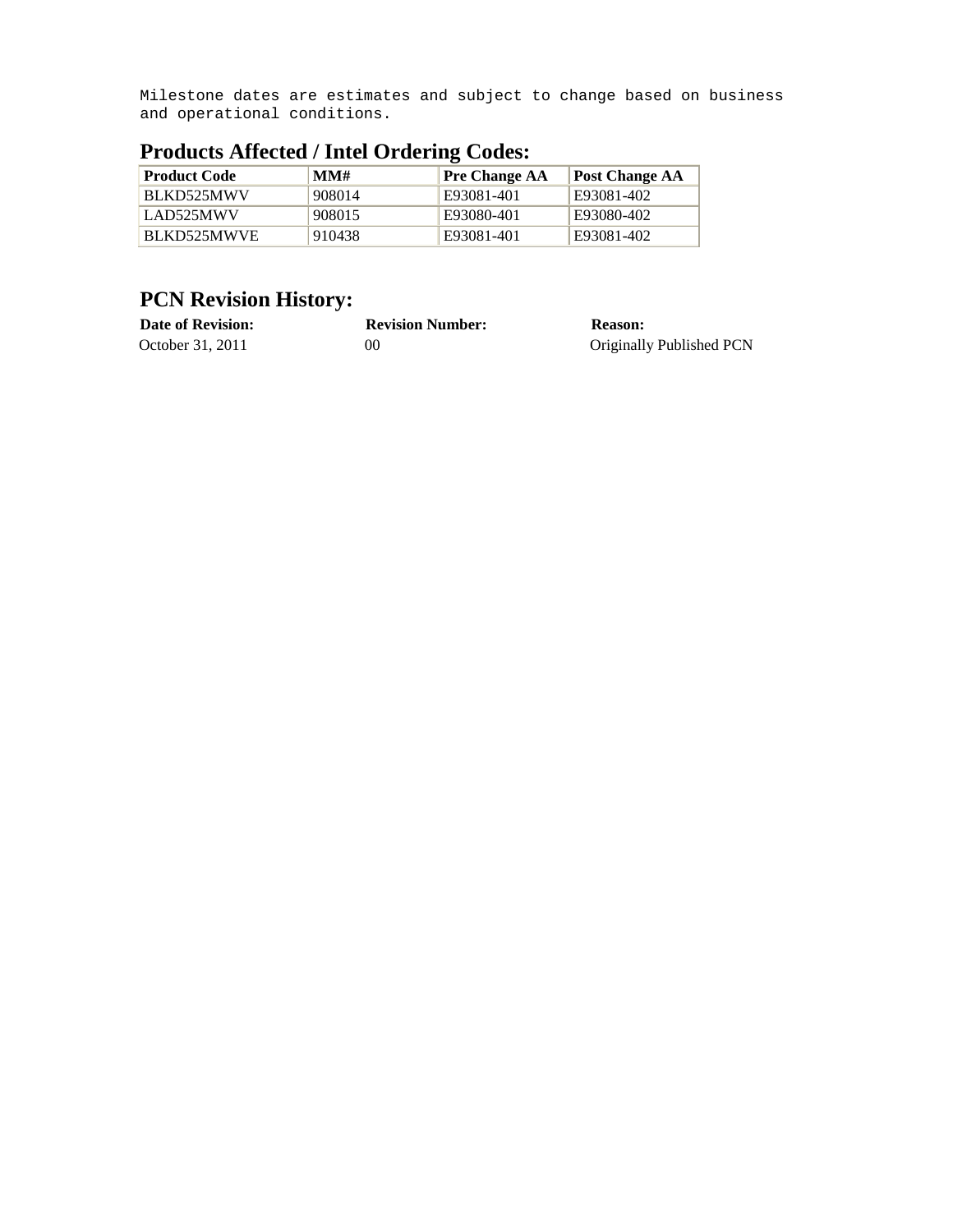Milestone dates are estimates and subject to change based on business and operational conditions.

## Products Affected / Intel Ordering Codes:

| Product Code | MM# | Pre Change AA | Post Change AA |
|---|---|---|---|
| BLKD525MWV | 908014 | E93081-401 | E93081-402 |
| LAD525MWV | 908015 | E93080-401 | E93080-402 |
| BLKD525MWVE | 910438 | E93081-401 | E93081-402 |

## PCN Revision History:

| Date of Revision: | Revision Number: | Reason: |
|---|---|---|
| October 31, 2011 | 00 | Originally Published PCN |